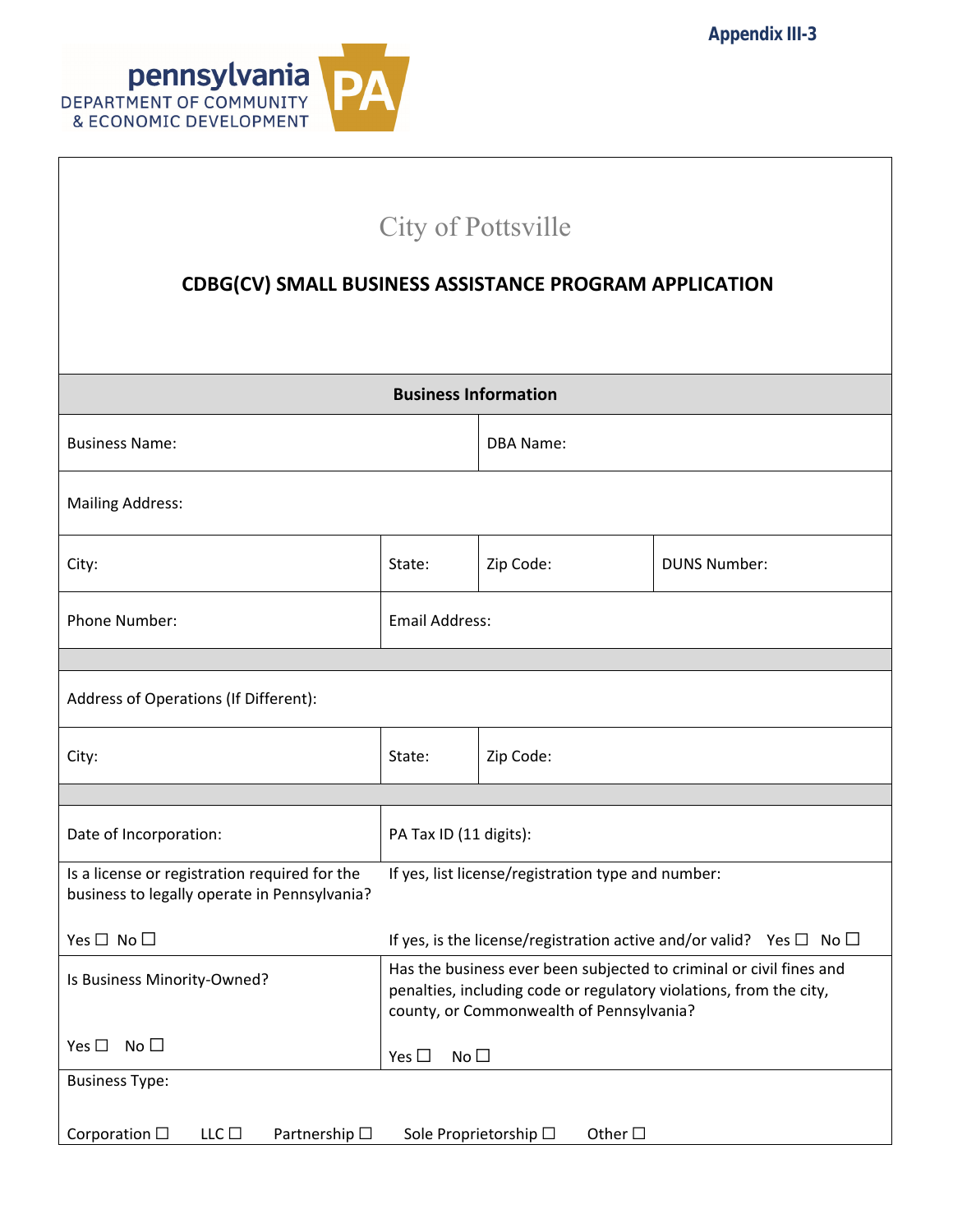Appendix III-3

pennsylvania
DEPARTMENT OF COMMUNITY
& ECONOMIC DEVELOPMENT

# City of Pottsville

## CDBG(CV) SMALL BUSINESS ASSISTANCE PROGRAM APPLICATION

| Business Information | | | |
|---|---|---|---|
| Business Name: | | DBA Name: | |
| Mailing Address: | | | |
| City: | State: | Zip Code: | DUNS Number: |
| Phone Number: | Email Address: | | |
| | | | |
| Address of Operations (If Different): | | | |
| City: | State: | Zip Code: | |
| | | | |
| Date of Incorporation: | PA Tax ID (11 digits): | | |
| Is a license or registration required for the business to legally operate in Pennsylvania? Yes ☐ No ☐ | If yes, list license/registration type and number: If yes, is the license/registration active and/or valid? Yes ☐ No ☐ | | |
| Is Business Minority-Owned? Yes ☐ No ☐ | Has the business ever been subjected to criminal or civil fines and penalties, including code or regulatory violations, from the city, county, or Commonwealth of Pennsylvania? Yes ☐ No ☐ | | |
| Business Type: Corporation ☐ LLC ☐ Partnership ☐ Sole Proprietorship ☐ Other ☐ | | | |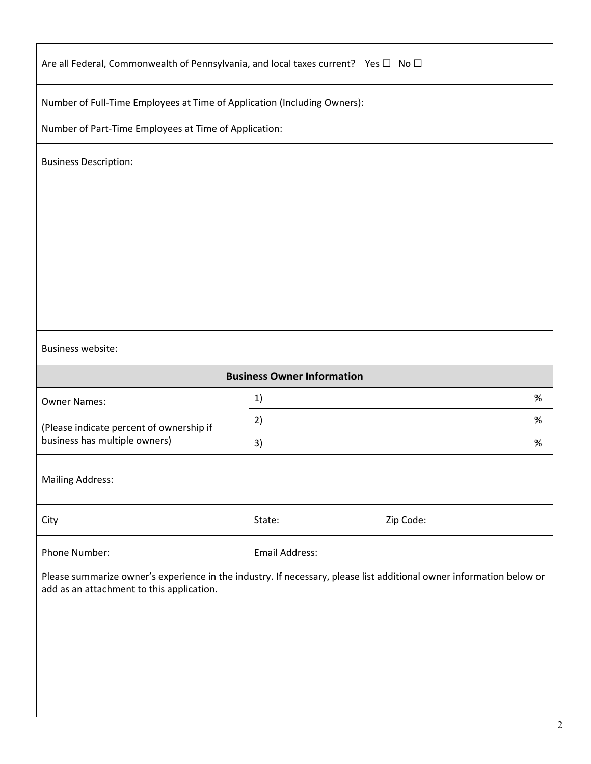Are all Federal, Commonwealth of Pennsylvania, and local taxes current? Yes ☐ No ☐

Number of Full-Time Employees at Time of Application (Including Owners):

Number of Part-Time Employees at Time of Application:

Business Description:

Business website:

## Business Owner Information

| | | |
|---|---|---|
| Owner Names:<br><br>(Please indicate percent of ownership if business has multiple owners) | 1) | % |
| | 2) | % |
| | 3) | % |

Mailing Address:

| | | |
|---|---|---|
| City | State: | Zip Code: |
| Phone Number: | Email Address: | |

Please summarize owner's experience in the industry. If necessary, please list additional owner information below or add as an attachment to this application.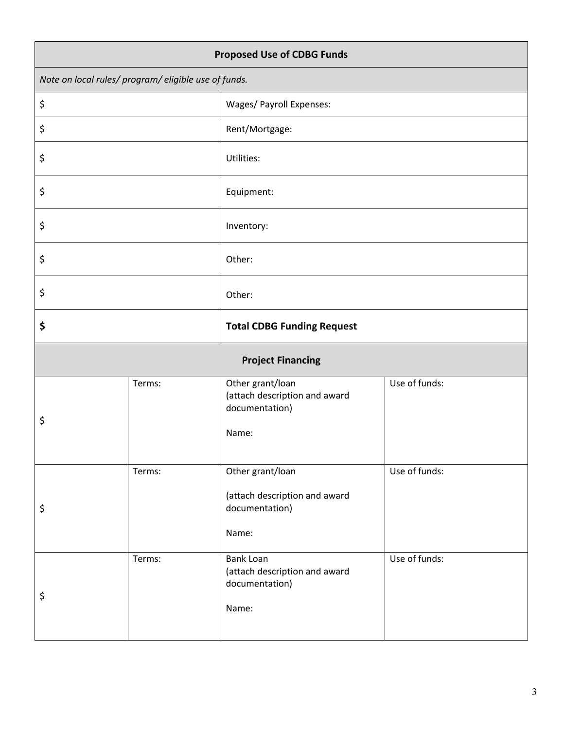| **Proposed Use of CDBG Funds** | | | |
|---|---|---|---|
| *Note on local rules/ program/ eligible use of funds.* | | | |
| $ | | Wages/ Payroll Expenses: | |
| $ | | Rent/Mortgage: | |
| $ | | Utilities: | |
| $ | | Equipment: | |
| $ | | Inventory: | |
| $ | | Other: | |
| $ | | Other: | |
| **$** | | **Total CDBG Funding Request** | |
| **Project Financing** | | | |
| $ | Terms: | Other grant/loan (attach description and award documentation) Name: | Use of funds: |
| $ | Terms: | Other grant/loan (attach description and award documentation) Name: | Use of funds: |
| $ | Terms: | Bank Loan (attach description and award documentation) Name: | Use of funds: |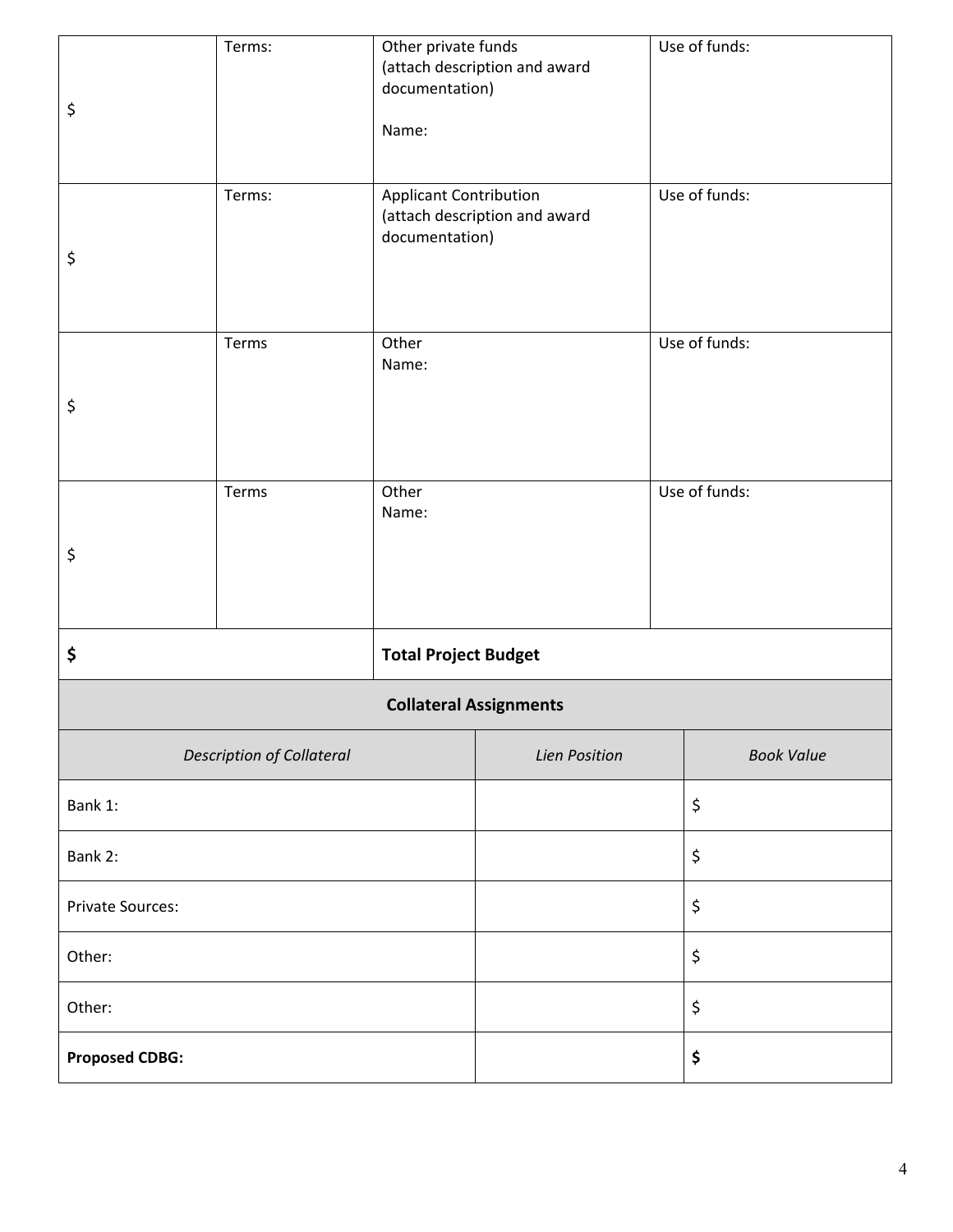| | | | |
|---|---|---|---|
| $ | Terms: | Other private funds (attach description and award documentation)<br><br>Name: | Use of funds: |
| $ | Terms: | Applicant Contribution (attach description and award documentation) | Use of funds: |
| $ | Terms | Other<br>Name: | Use of funds: |
| $ | Terms | Other<br>Name: | Use of funds: |
| **$** | | **Total Project Budget** | |

| **Collateral Assignments** | | |
|---|---|---|
| *Description of Collateral* | *Lien Position* | *Book Value* |
| Bank 1: | | $ |
| Bank 2: | | $ |
| Private Sources: | | $ |
| Other: | | $ |
| Other: | | $ |
| **Proposed CDBG:** | | **$** |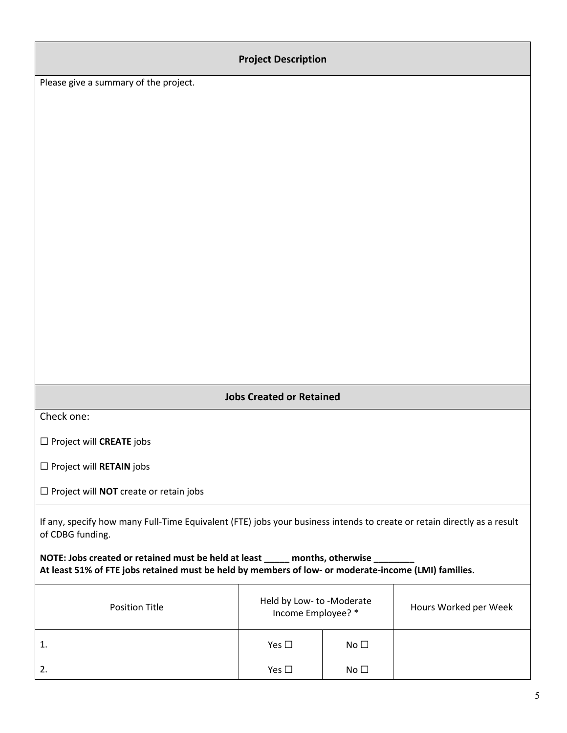## Project Description

Please give a summary of the project.

## Jobs Created or Retained

Check one:

☐ Project will **CREATE** jobs

☐ Project will **RETAIN** jobs

☐ Project will **NOT** create or retain jobs

If any, specify how many Full-Time Equivalent (FTE) jobs your business intends to create or retain directly as a result of CDBG funding.

**NOTE: Jobs created or retained must be held at least _____ months, otherwise ________**
**At least 51% of FTE jobs retained must be held by members of low- or moderate-income (LMI) families.**

| Position Title | Held by Low- to -Moderate Income Employee? * | | Hours Worked per Week |
|---|---|---|---|
| 1. | Yes ☐ | No ☐ | |
| 2. | Yes ☐ | No ☐ | |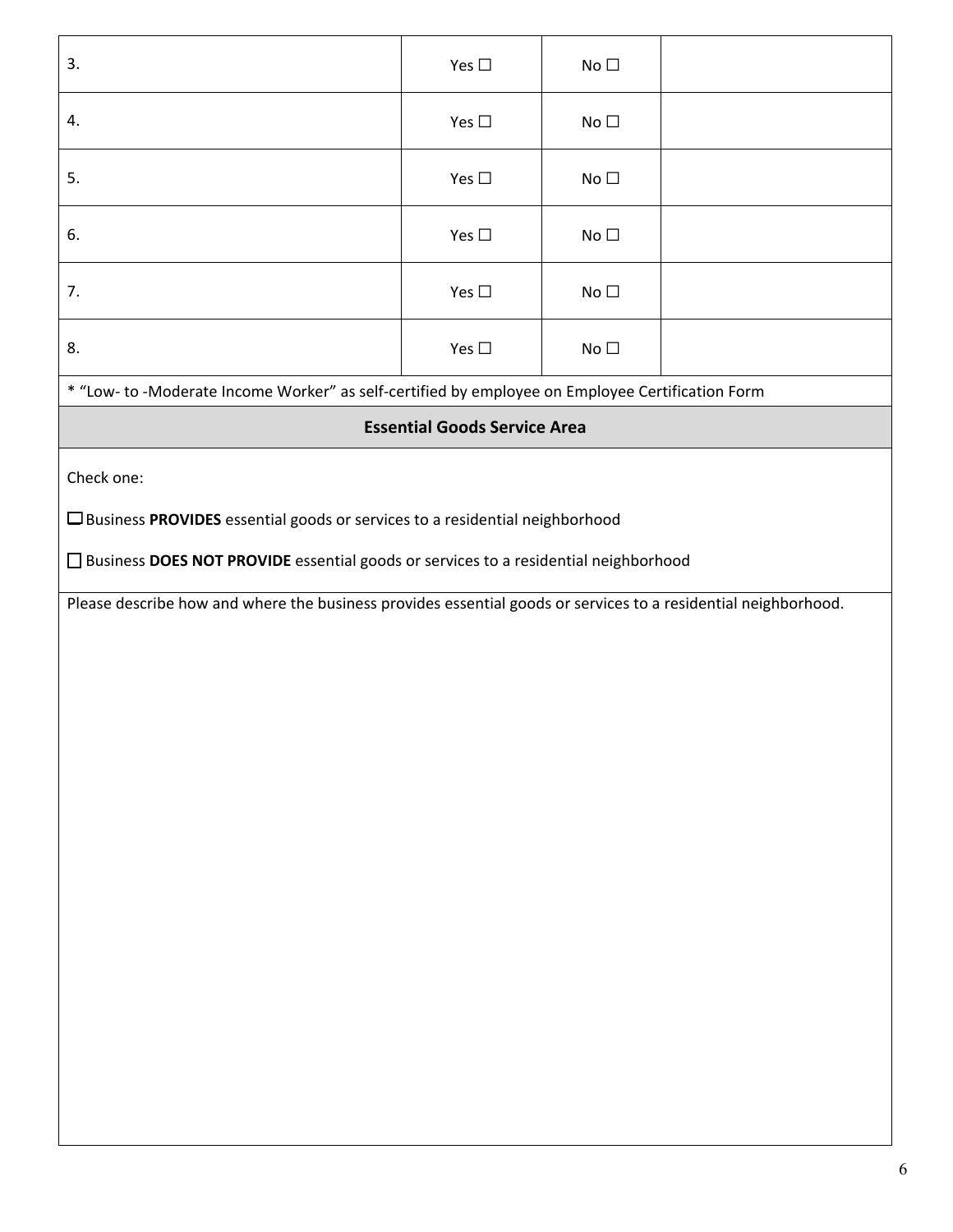| | | | |
|---|---|---|---|
| 3. | Yes ☐ | No ☐ | |
| 4. | Yes ☐ | No ☐ | |
| 5. | Yes ☐ | No ☐ | |
| 6. | Yes ☐ | No ☐ | |
| 7. | Yes ☐ | No ☐ | |
| 8. | Yes ☐ | No ☐ | |

* "Low- to -Moderate Income Worker" as self-certified by employee on Employee Certification Form

## Essential Goods Service Area

Check one:

☐ Business **PROVIDES** essential goods or services to a residential neighborhood

☐ Business **DOES NOT PROVIDE** essential goods or services to a residential neighborhood

Please describe how and where the business provides essential goods or services to a residential neighborhood.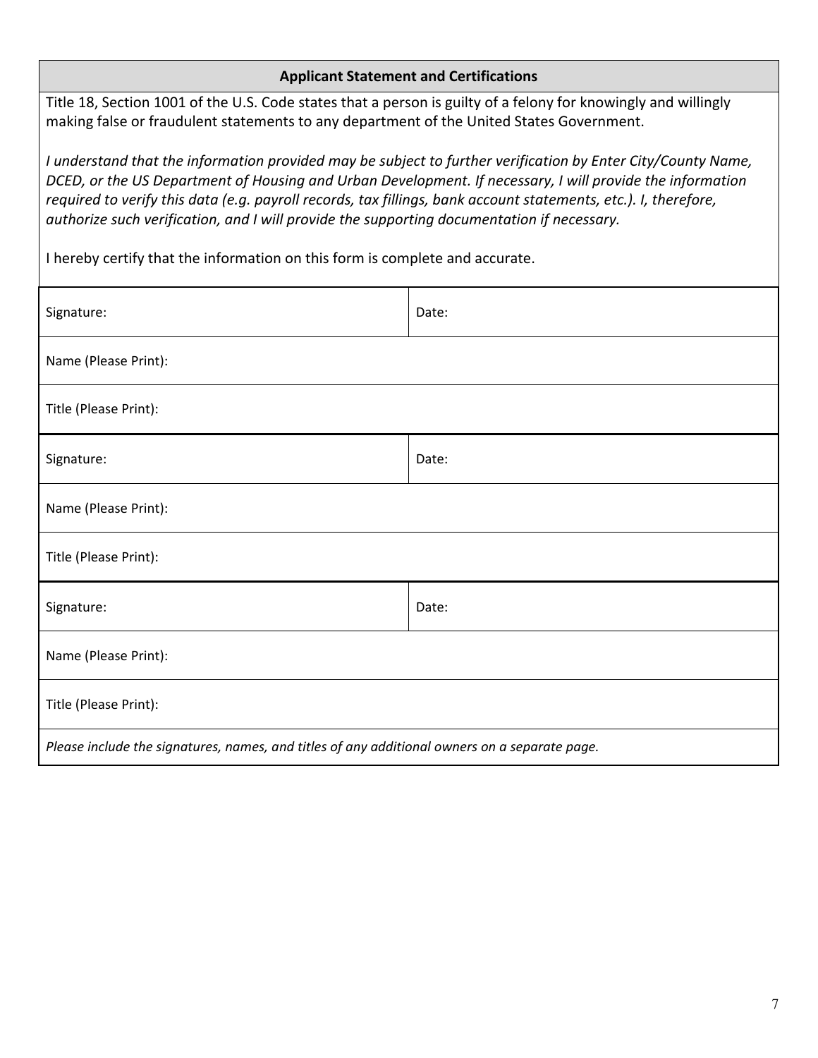## Applicant Statement and Certifications

Title 18, Section 1001 of the U.S. Code states that a person is guilty of a felony for knowingly and willingly making false or fraudulent statements to any department of the United States Government.

*I understand that the information provided may be subject to further verification by Enter City/County Name, DCED, or the US Department of Housing and Urban Development. If necessary, I will provide the information required to verify this data (e.g. payroll records, tax fillings, bank account statements, etc.). I, therefore, authorize such verification, and I will provide the supporting documentation if necessary.*

I hereby certify that the information on this form is complete and accurate.

| | |
|---|---|
| Signature: | Date: |
| Name (Please Print): | |
| Title (Please Print): | |
| Signature: | Date: |
| Name (Please Print): | |
| Title (Please Print): | |
| Signature: | Date: |
| Name (Please Print): | |
| Title (Please Print): | |

*Please include the signatures, names, and titles of any additional owners on a separate page.*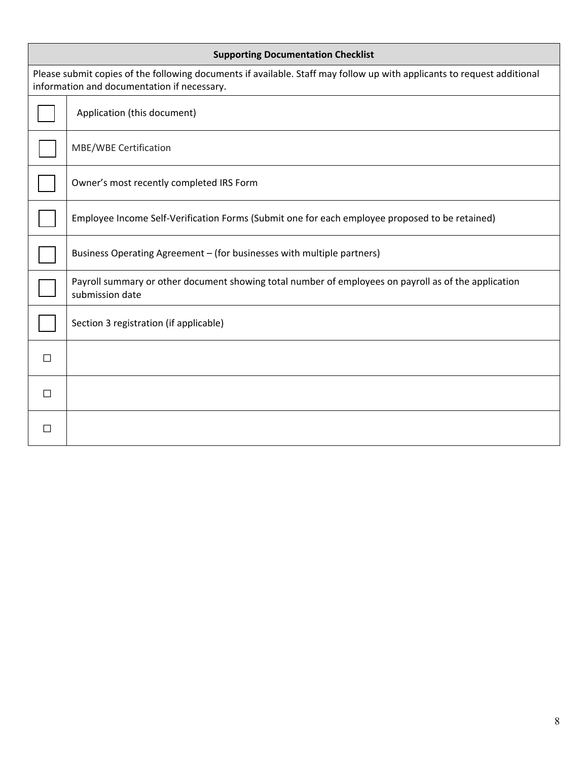| Supporting Documentation Checklist | |
|---|---|
| Please submit copies of the following documents if available. Staff may follow up with applicants to request additional information and documentation if necessary. | |
| ☐ | Application (this document) |
| ☐ | MBE/WBE Certification |
| ☐ | Owner's most recently completed IRS Form |
| ☐ | Employee Income Self-Verification Forms (Submit one for each employee proposed to be retained) |
| ☐ | Business Operating Agreement – (for businesses with multiple partners) |
| ☐ | Payroll summary or other document showing total number of employees on payroll as of the application submission date |
| ☐ | Section 3 registration (if applicable) |
| ☐ | |
| ☐ | |
| ☐ | |